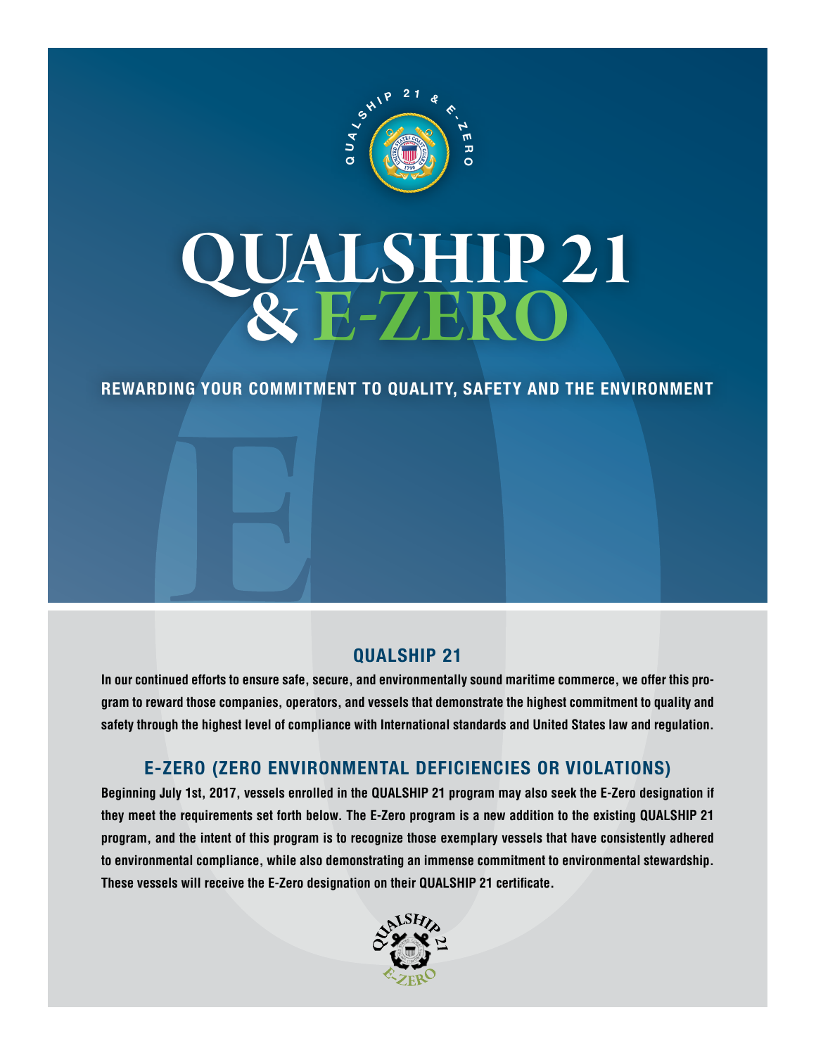# QUALSHIP 21 & E-ZERO

**REWARDING YOUR COMMITMENT TO QUALITY, SAFETY AND THE ENVIRONMENT**

## QUALSHIP 21

**In our continued efforts to ensure safe, secure, and environmentally sound maritime commerce, we offer this program to reward those companies, operators, and vessels that demonstrate the highest commitment to quality and safety through the highest level of compliance with International standards and United States law and regulation.**

## E-ZERO (ZERO ENVIRONMENTAL DEFICIENCIES OR VIOLATIONS)

**Beginning July 1st, 2017, vessels enrolled in the QUALSHIP 21 program may also seek the E-Zero designation if they meet the requirements set forth below. The E-Zero program is a new addition to the existing QUALSHIP 21 program, and the intent of this program is to recognize those exemplary vessels that have consistently adhered to environmental compliance, while also demonstrating an immense commitment to environmental stewardship. These vessels will receive the E-Zero designation on their QUALSHIP 21 certificate.**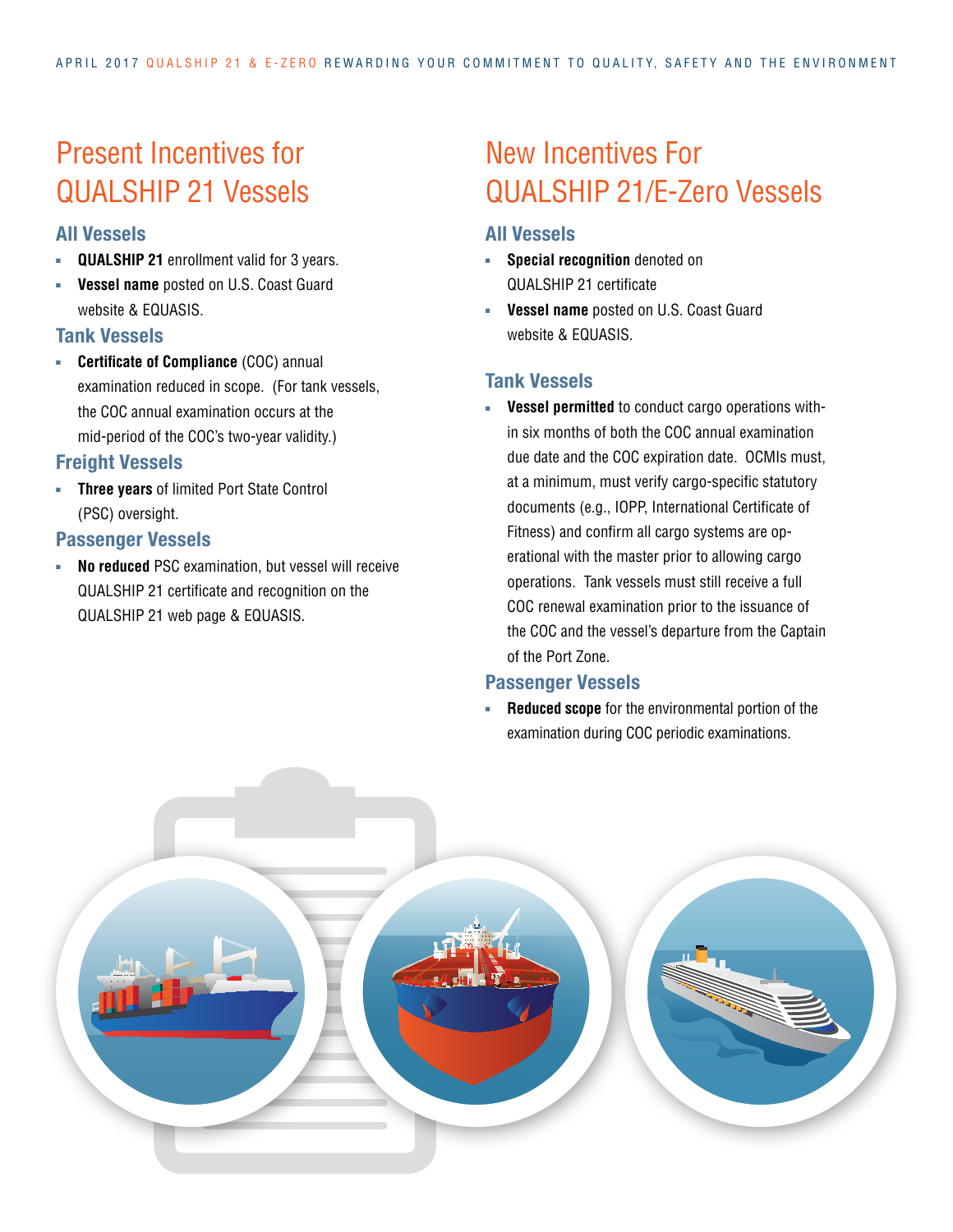## Present Incentives for QUALSHIP 21 Vessels

### All Vessels

- **QUALSHIP 21** enrollment valid for 3 years.
- **Vessel name** posted on U.S. Coast Guard website & EQUASIS.

### Tank Vessels

- **Certificate of Compliance** (COC) annual examination reduced in scope. (For tank vessels, the COC annual examination occurs at the mid-period of the COC's two-year validity.)

### Freight Vessels

- **Three years** of limited Port State Control (PSC) oversight.

### Passenger Vessels

- **No reduced** PSC examination, but vessel will receive QUALSHIP 21 certificate and recognition on the QUALSHIP 21 web page & EQUASIS.

## New Incentives For QUALSHIP 21/E-Zero Vessels

### All Vessels

- **Special recognition** denoted on QUALSHIP 21 certificate
- **Vessel name** posted on U.S. Coast Guard website & EQUASIS.

### Tank Vessels

- **Vessel permitted** to conduct cargo operations within six months of both the COC annual examination due date and the COC expiration date. OCMIs must, at a minimum, must verify cargo-specific statutory documents (e.g., IOPP, International Certificate of Fitness) and confirm all cargo systems are operational with the master prior to allowing cargo operations. Tank vessels must still receive a full COC renewal examination prior to the issuance of the COC and the vessel's departure from the Captain of the Port Zone.

### Passenger Vessels

- **Reduced scope** for the environmental portion of the examination during COC periodic examinations.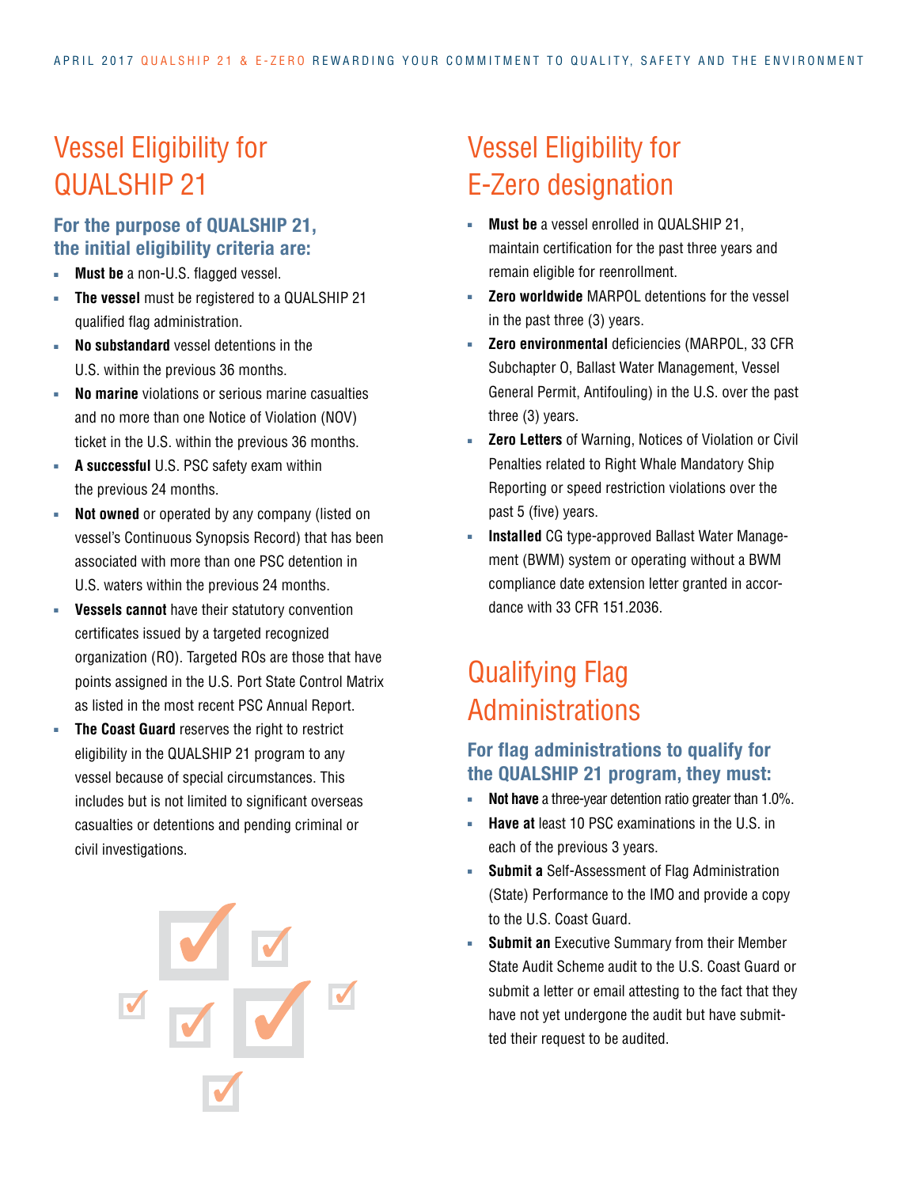## Vessel Eligibility for QUALSHIP 21

### For the purpose of QUALSHIP 21, the initial eligibility criteria are:

- **Must be** a non-U.S. flagged vessel.
- **The vessel** must be registered to a QUALSHIP 21 qualified flag administration.
- **No substandard** vessel detentions in the U.S. within the previous 36 months.
- **No marine** violations or serious marine casualties and no more than one Notice of Violation (NOV) ticket in the U.S. within the previous 36 months.
- **A successful** U.S. PSC safety exam within the previous 24 months.
- **Not owned** or operated by any company (listed on vessel's Continuous Synopsis Record) that has been associated with more than one PSC detention in U.S. waters within the previous 24 months.
- **Vessels cannot** have their statutory convention certificates issued by a targeted recognized organization (RO). Targeted ROs are those that have points assigned in the U.S. Port State Control Matrix as listed in the most recent PSC Annual Report.
- **The Coast Guard** reserves the right to restrict eligibility in the QUALSHIP 21 program to any vessel because of special circumstances. This includes but is not limited to significant overseas casualties or detentions and pending criminal or civil investigations.

## Vessel Eligibility for E-Zero designation

- **Must be** a vessel enrolled in QUALSHIP 21, maintain certification for the past three years and remain eligible for reenrollment.
- **Zero worldwide** MARPOL detentions for the vessel in the past three (3) years.
- **Zero environmental** deficiencies (MARPOL, 33 CFR Subchapter O, Ballast Water Management, Vessel General Permit, Antifouling) in the U.S. over the past three (3) years.
- **Zero Letters** of Warning, Notices of Violation or Civil Penalties related to Right Whale Mandatory Ship Reporting or speed restriction violations over the past 5 (five) years.
- **Installed** CG type-approved Ballast Water Management (BWM) system or operating without a BWM compliance date extension letter granted in accordance with 33 CFR 151.2036.

## Qualifying Flag Administrations

### For flag administrations to qualify for the QUALSHIP 21 program, they must:

- **Not have** a three-year detention ratio greater than 1.0%.
- **Have at** least 10 PSC examinations in the U.S. in each of the previous 3 years.
- **Submit a** Self-Assessment of Flag Administration (State) Performance to the IMO and provide a copy to the U.S. Coast Guard.
- **Submit an** Executive Summary from their Member State Audit Scheme audit to the U.S. Coast Guard or submit a letter or email attesting to the fact that they have not yet undergone the audit but have submitted their request to be audited.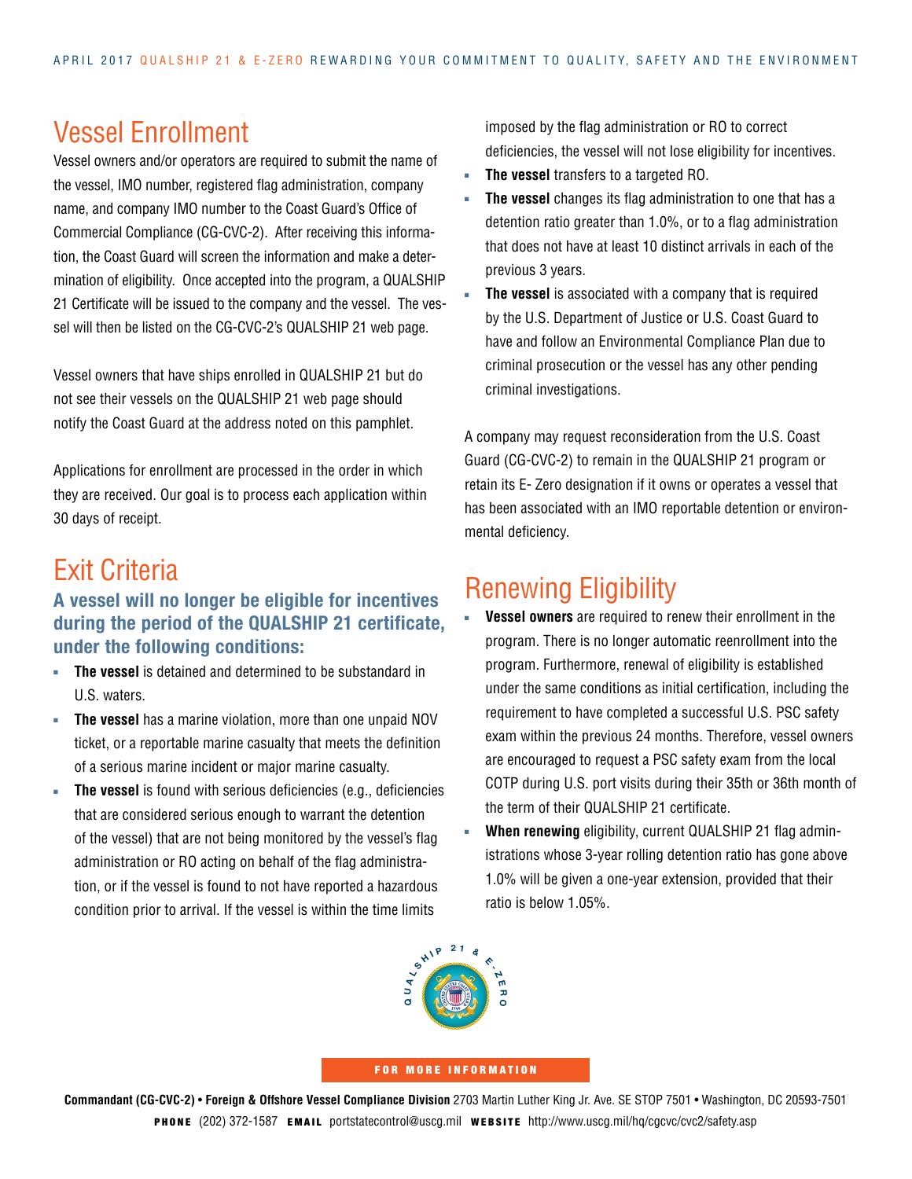## Vessel Enrollment

Vessel owners and/or operators are required to submit the name of the vessel, IMO number, registered flag administration, company name, and company IMO number to the Coast Guard's Office of Commercial Compliance (CG-CVC-2). After receiving this information, the Coast Guard will screen the information and make a determination of eligibility. Once accepted into the program, a QUALSHIP 21 Certificate will be issued to the company and the vessel. The vessel will then be listed on the CG-CVC-2's QUALSHIP 21 web page.

Vessel owners that have ships enrolled in QUALSHIP 21 but do not see their vessels on the QUALSHIP 21 web page should notify the Coast Guard at the address noted on this pamphlet.

Applications for enrollment are processed in the order in which they are received. Our goal is to process each application within 30 days of receipt.

## Exit Criteria

### A vessel will no longer be eligible for incentives during the period of the QUALSHIP 21 certificate, under the following conditions:

- **The vessel** is detained and determined to be substandard in U.S. waters.
- **The vessel** has a marine violation, more than one unpaid NOV ticket, or a reportable marine casualty that meets the definition of a serious marine incident or major marine casualty.
- **The vessel** is found with serious deficiencies (e.g., deficiencies that are considered serious enough to warrant the detention of the vessel) that are not being monitored by the vessel's flag administration or RO acting on behalf of the flag administration, or if the vessel is found to not have reported a hazardous condition prior to arrival. If the vessel is within the time limits imposed by the flag administration or RO to correct deficiencies, the vessel will not lose eligibility for incentives.
- **The vessel** transfers to a targeted RO.
- **The vessel** changes its flag administration to one that has a detention ratio greater than 1.0%, or to a flag administration that does not have at least 10 distinct arrivals in each of the previous 3 years.
- **The vessel** is associated with a company that is required by the U.S. Department of Justice or U.S. Coast Guard to have and follow an Environmental Compliance Plan due to criminal prosecution or the vessel has any other pending criminal investigations.

A company may request reconsideration from the U.S. Coast Guard (CG-CVC-2) to remain in the QUALSHIP 21 program or retain its E- Zero designation if it owns or operates a vessel that has been associated with an IMO reportable detention or environmental deficiency.

## Renewing Eligibility

- **Vessel owners** are required to renew their enrollment in the program. There is no longer automatic reenrollment into the program. Furthermore, renewal of eligibility is established under the same conditions as initial certification, including the requirement to have completed a successful U.S. PSC safety exam within the previous 24 months. Therefore, vessel owners are encouraged to request a PSC safety exam from the local COTP during U.S. port visits during their 35th or 36th month of the term of their QUALSHIP 21 certificate.
- **When renewing** eligibility, current QUALSHIP 21 flag administrations whose 3-year rolling detention ratio has gone above 1.0% will be given a one-year extension, provided that their ratio is below 1.05%.

QUALSHIP 21 & E-ZERO

**FOR MORE INFORMATION**

**Commandant (CG-CVC-2) • Foreign & Offshore Vessel Compliance Division** 2703 Martin Luther King Jr. Ave. SE STOP 7501 • Washington, DC 20593-7501

**PHONE** (202) 372-1587 **EMAIL** portstatecontrol@uscg.mil **WEBSITE** http://www.uscg.mil/hq/cgcvc/cvc2/safety.asp